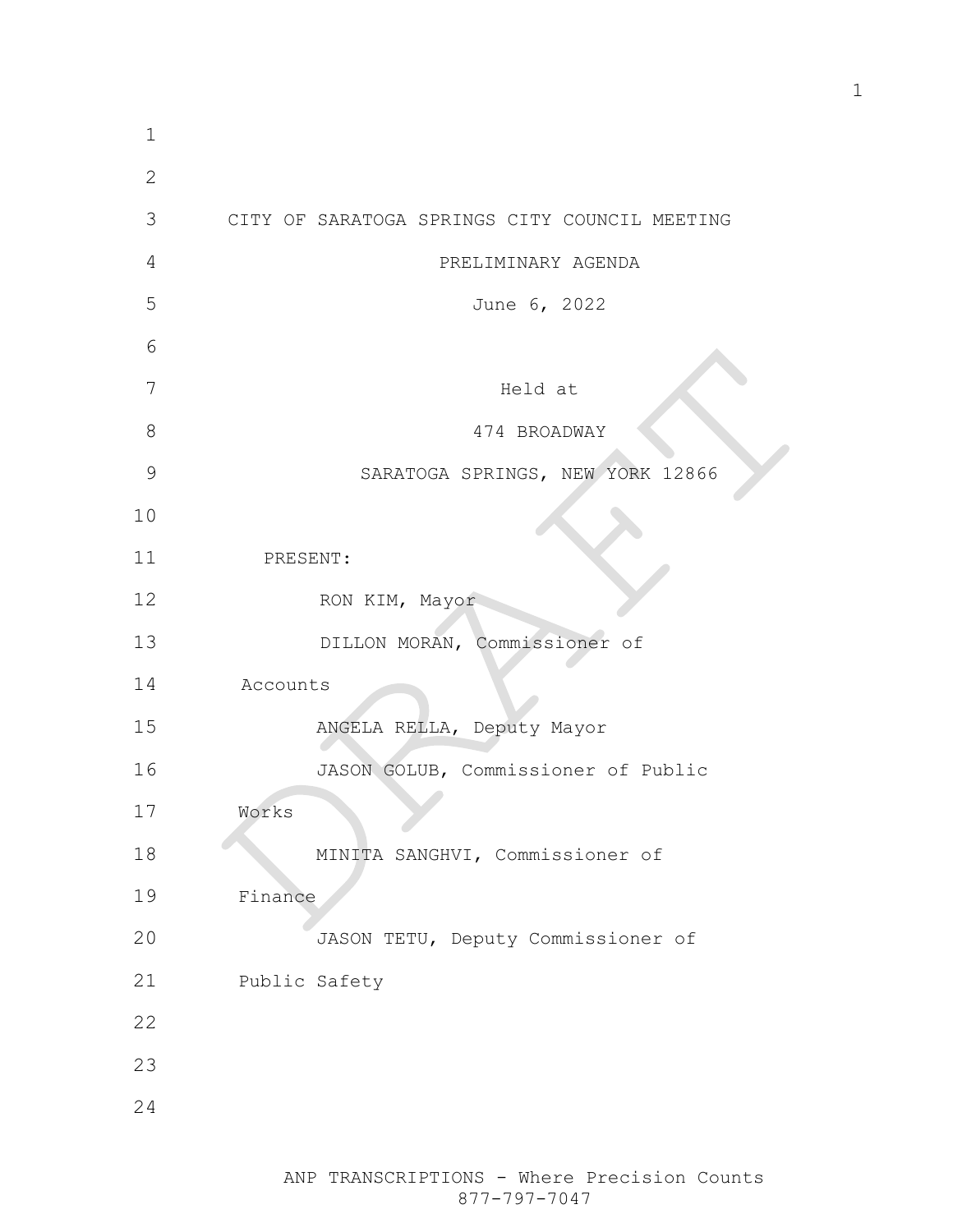CITY OF SARATOGA SPRINGS CITY COUNCIL MEETING

PRELIMINARY AGENDA

June 6, 2022

Held at

474 BROADWAY

SARATOGA SPRINGS, NEW YORK 12866

PRESENT:

RON KIM, Mayor

DILLON MORAN, Commissioner of Accounts

ANGELA RELLA, Deputy Mayor

JASON GOLUB, Commissioner of Public Works

MINITA SANGHVI, Commissioner of Finance

JASON TETU, Deputy Commissioner of Public Safety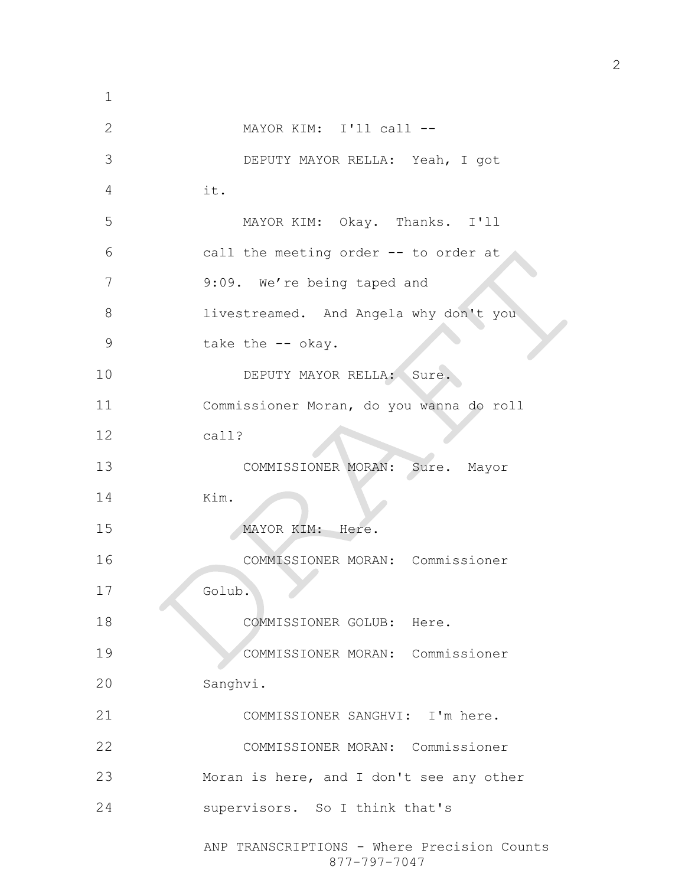MAYOR KIM: I'll call --

DEPUTY MAYOR RELLA: Yeah, I got it.

MAYOR KIM: Okay. Thanks. I'll call the meeting order -- to order at 9:09. We're being taped and livestreamed. And Angela why don't you take the -- okay.

DEPUTY MAYOR RELLA: Sure. Commissioner Moran, do you wanna do roll call?

COMMISSIONER MORAN: Sure. Mayor Kim.

MAYOR KIM: Here.

COMMISSIONER MORAN: Commissioner Golub.

COMMISSIONER GOLUB: Here.

COMMISSIONER MORAN: Commissioner Sanghvi.

COMMISSIONER SANGHVI: I'm here.

COMMISSIONER MORAN: Commissioner Moran is here, and I don't see any other supervisors. So I think that's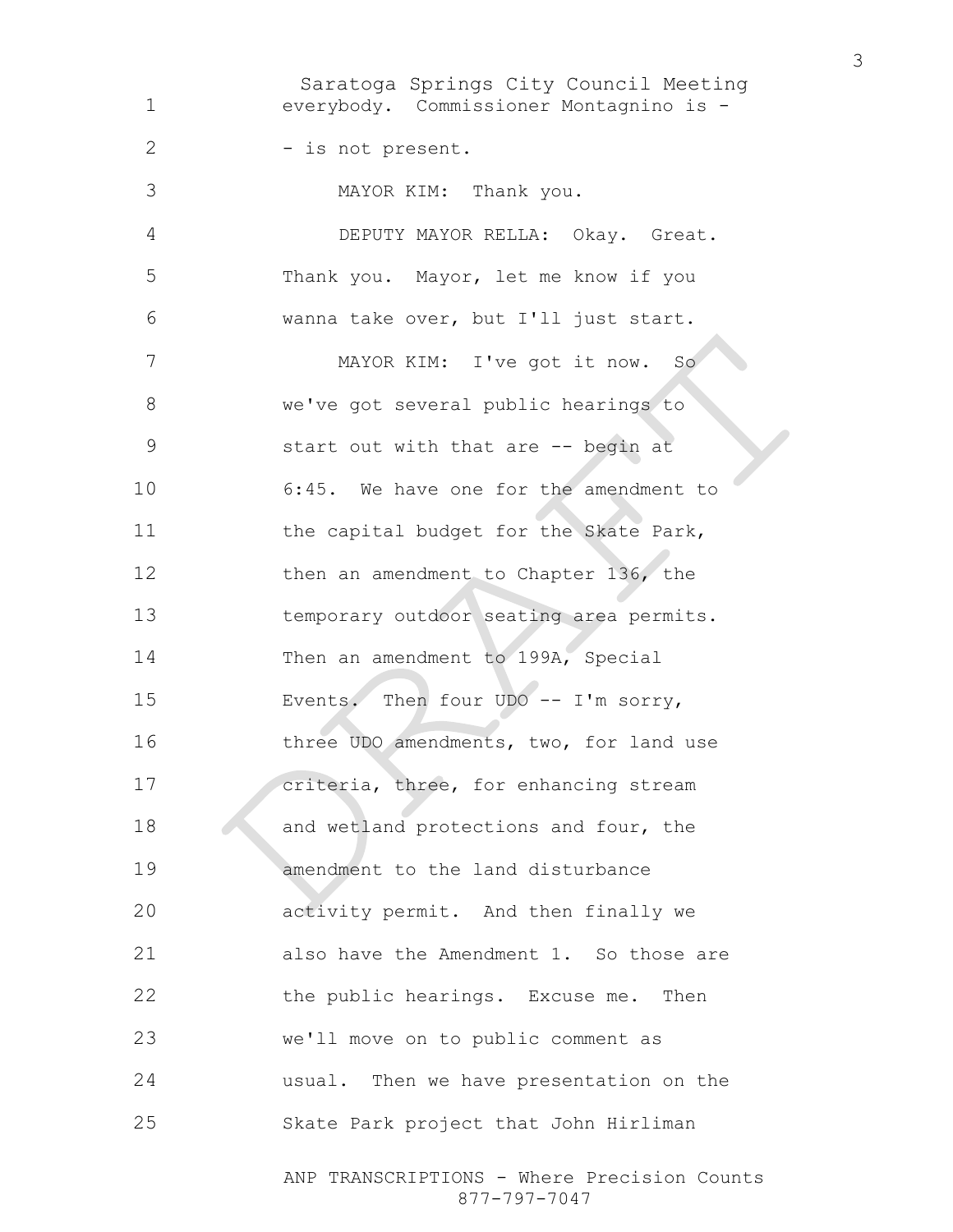everybody. Commissioner Montagnino is -

- is not present.

MAYOR KIM: Thank you.

DEPUTY MAYOR RELLA: Okay. Great. Thank you. Mayor, let me know if you wanna take over, but I'll just start.

MAYOR KIM: I've got it now. So we've got several public hearings to start out with that are -- begin at 6:45. We have one for the amendment to the capital budget for the Skate Park, then an amendment to Chapter 136, the temporary outdoor seating area permits. Then an amendment to 199A, Special Events. Then four UDO -- I'm sorry, three UDO amendments, two, for land use criteria, three, for enhancing stream and wetland protections and four, the amendment to the land disturbance activity permit. And then finally we also have the Amendment 1. So those are the public hearings. Excuse me. Then we'll move on to public comment as usual. Then we have presentation on the Skate Park project that John Hirliman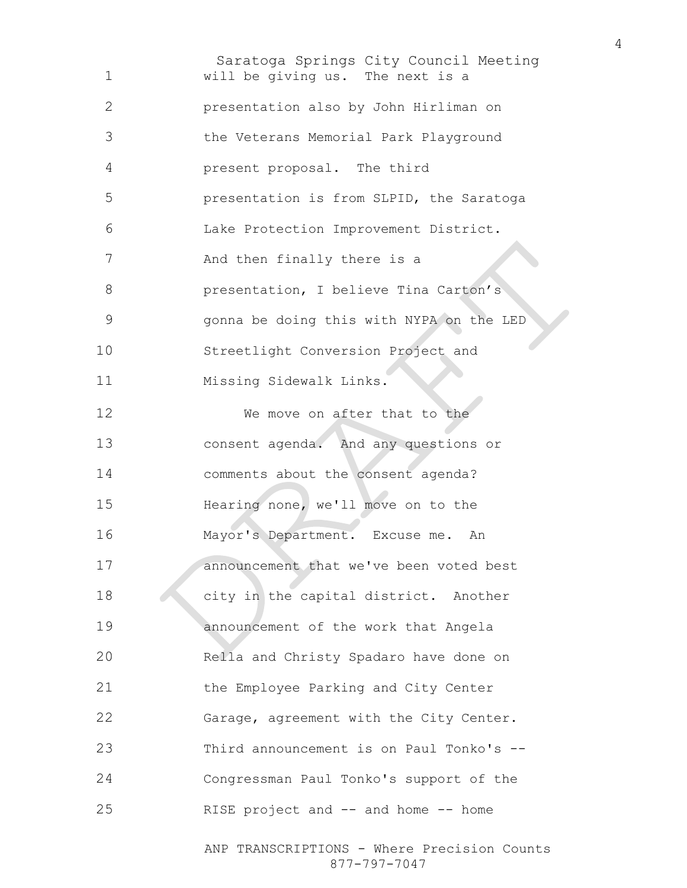will be giving us. The next is a presentation also by John Hirliman on the Veterans Memorial Park Playground present proposal. The third presentation is from SLPID, the Saratoga Lake Protection Improvement District. And then finally there is a presentation, I believe Tina Carton's gonna be doing this with NYPA on the LED Streetlight Conversion Project and Missing Sidewalk Links.

We move on after that to the consent agenda. And any questions or comments about the consent agenda? Hearing none, we'll move on to the Mayor's Department. Excuse me. An announcement that we've been voted best city in the capital district. Another announcement of the work that Angela Rella and Christy Spadaro have done on the Employee Parking and City Center Garage, agreement with the City Center. Third announcement is on Paul Tonko's -- Congressman Paul Tonko's support of the RISE project and -- and home -- home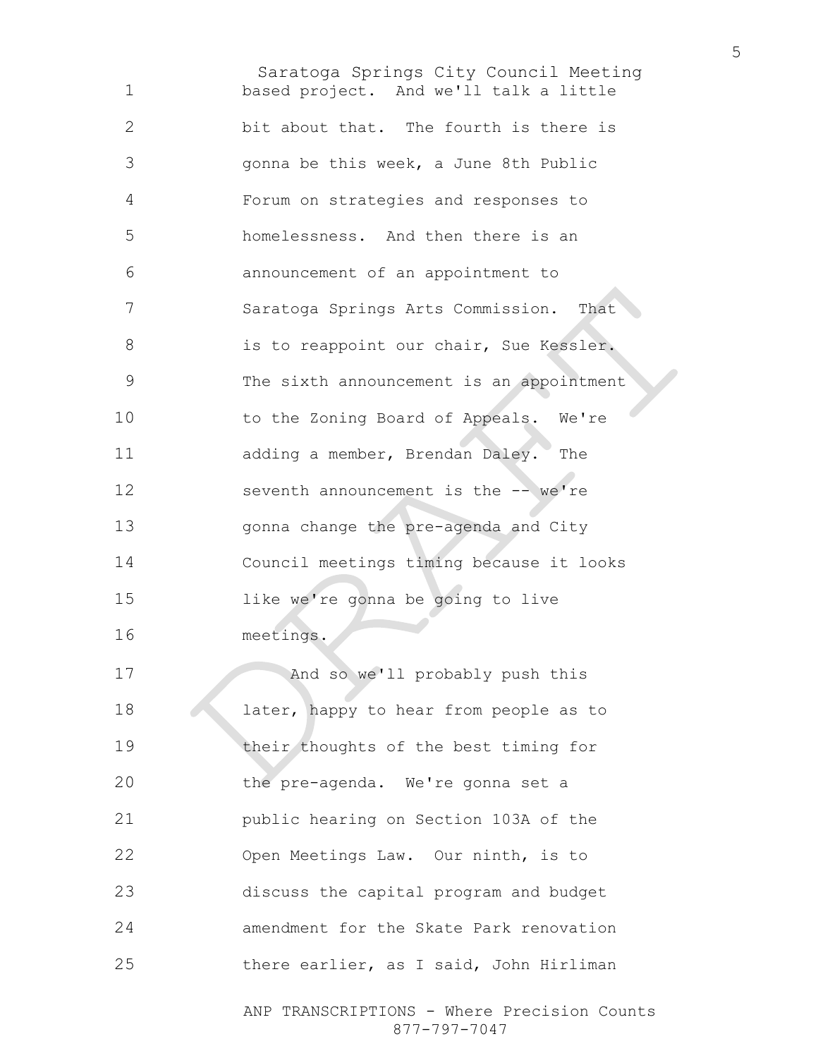based project. And we'll talk a little bit about that. The fourth is there is gonna be this week, a June 8th Public Forum on strategies and responses to homelessness. And then there is an announcement of an appointment to Saratoga Springs Arts Commission. That is to reappoint our chair, Sue Kessler. The sixth announcement is an appointment to the Zoning Board of Appeals. We're adding a member, Brendan Daley. The seventh announcement is the -- we're gonna change the pre-agenda and City Council meetings timing because it looks like we're gonna be going to live meetings.

And so we'll probably push this later, happy to hear from people as to their thoughts of the best timing for the pre-agenda. We're gonna set a public hearing on Section 103A of the Open Meetings Law. Our ninth, is to discuss the capital program and budget amendment for the Skate Park renovation there earlier, as I said, John Hirliman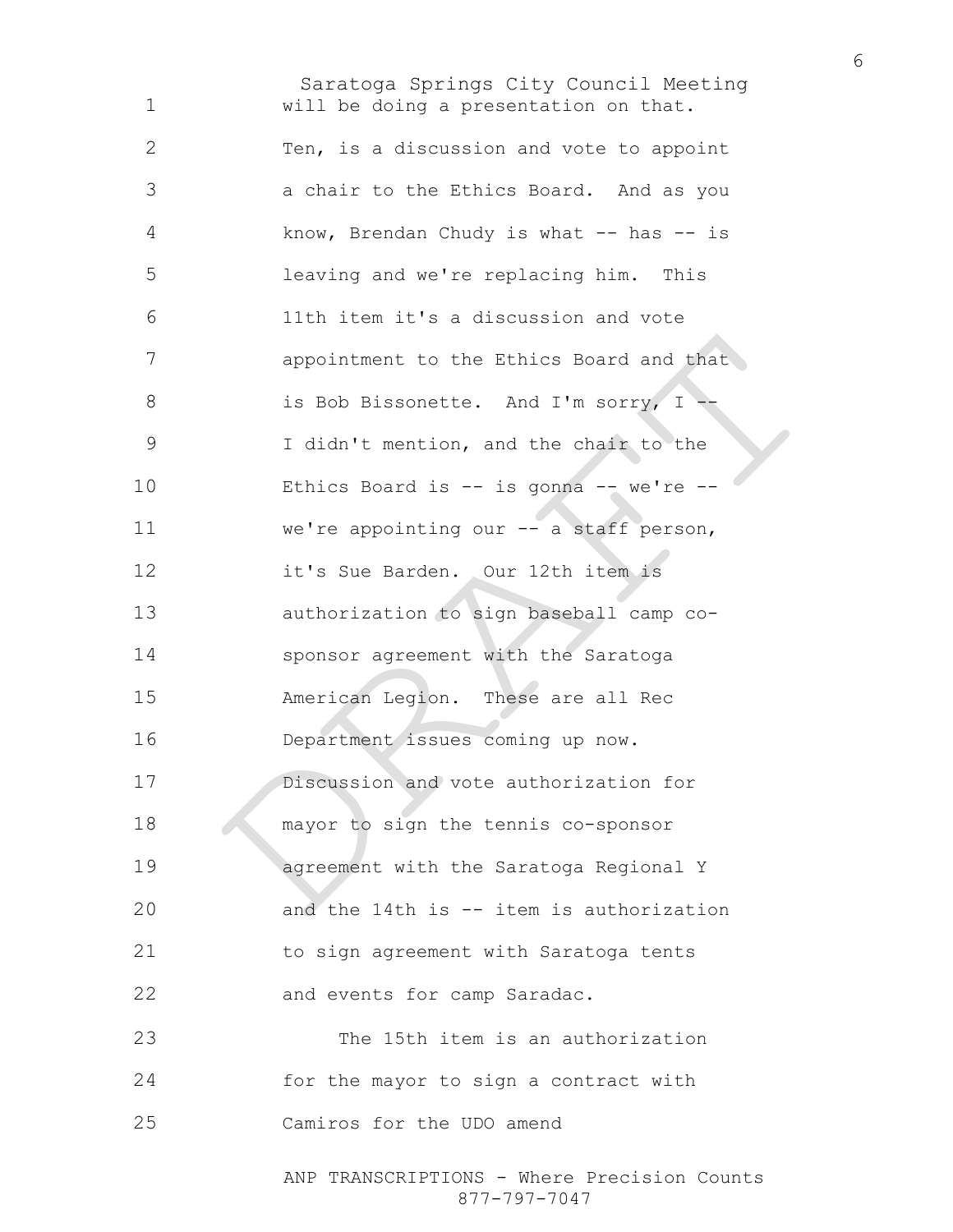will be doing a presentation on that. Ten, is a discussion and vote to appoint a chair to the Ethics Board. And as you know, Brendan Chudy is what -- has -- is leaving and we're replacing him. This 11th item it's a discussion and vote appointment to the Ethics Board and that is Bob Bissonette. And I'm sorry, I -- I didn't mention, and the chair to the Ethics Board is -- is gonna -- we're -- we're appointing our -- a staff person, it's Sue Barden. Our 12th item is authorization to sign baseball camp co-sponsor agreement with the Saratoga American Legion. These are all Rec Department issues coming up now. Discussion and vote authorization for mayor to sign the tennis co-sponsor agreement with the Saratoga Regional Y and the 14th is -- item is authorization to sign agreement with Saratoga tents and events for camp Saradac.

The 15th item is an authorization for the mayor to sign a contract with Camiros for the UDO amend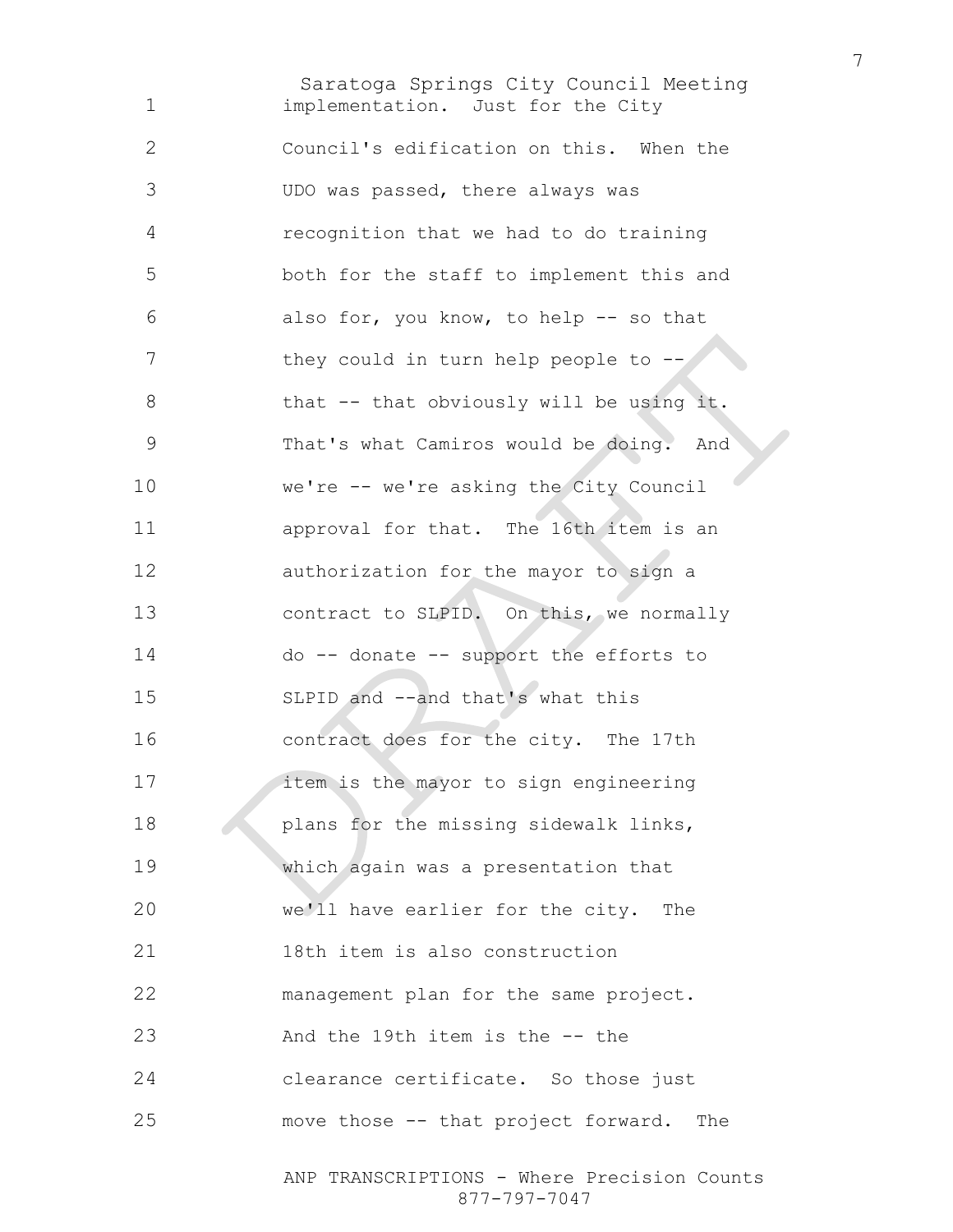implementation. Just for the City Council's edification on this. When the UDO was passed, there always was recognition that we had to do training both for the staff to implement this and also for, you know, to help -- so that they could in turn help people to -- that -- that obviously will be using it. That's what Camiros would be doing. And we're -- we're asking the City Council approval for that. The 16th item is an authorization for the mayor to sign a contract to SLPID. On this, we normally do -- donate -- support the efforts to SLPID and --and that's what this contract does for the city. The 17th item is the mayor to sign engineering plans for the missing sidewalk links, which again was a presentation that we'll have earlier for the city. The 18th item is also construction management plan for the same project. And the 19th item is the -- the clearance certificate. So those just move those -- that project forward. The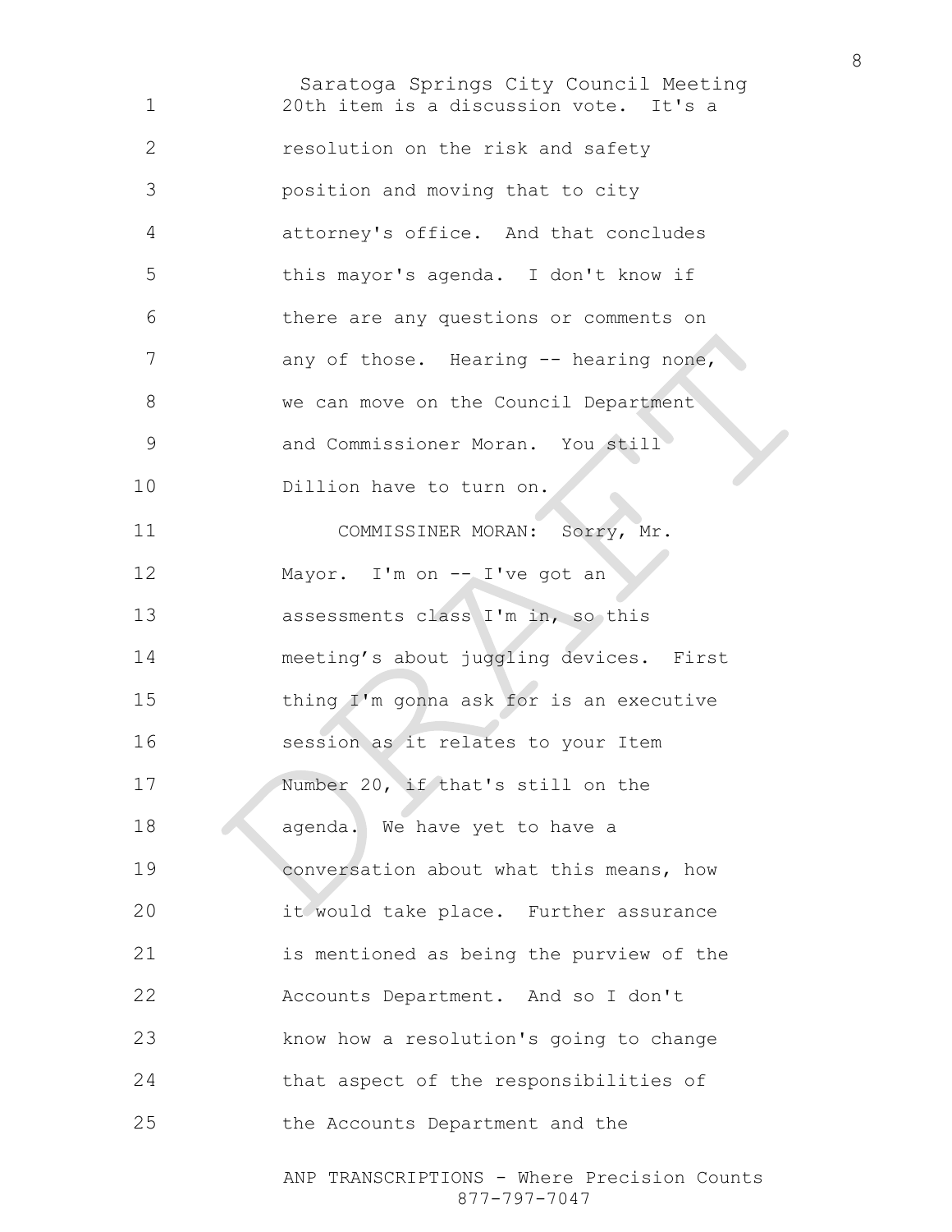20th item is a discussion vote. It's a resolution on the risk and safety position and moving that to city attorney's office. And that concludes this mayor's agenda. I don't know if there are any questions or comments on any of those. Hearing -- hearing none, we can move on the Council Department and Commissioner Moran. You still Dillion have to turn on.

COMMISSINER MORAN: Sorry, Mr. Mayor. I'm on -- I've got an assessments class I'm in, so this meeting's about juggling devices. First thing I'm gonna ask for is an executive session as it relates to your Item Number 20, if that's still on the agenda. We have yet to have a conversation about what this means, how it would take place. Further assurance is mentioned as being the purview of the Accounts Department. And so I don't know how a resolution's going to change that aspect of the responsibilities of the Accounts Department and the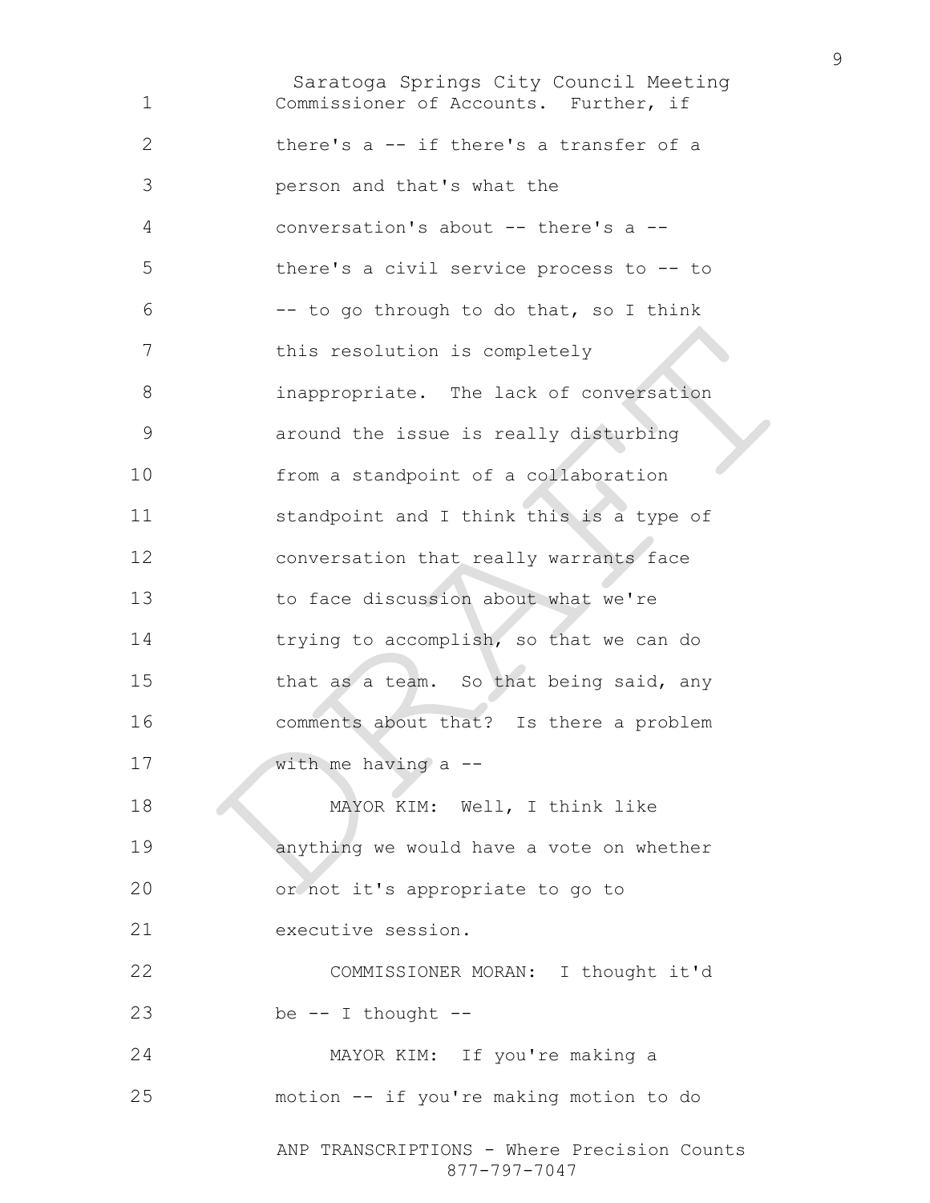Commissioner of Accounts. Further, if there's a -- if there's a transfer of a person and that's what the conversation's about -- there's a -- there's a civil service process to -- to -- to go through to do that, so I think this resolution is completely inappropriate. The lack of conversation around the issue is really disturbing from a standpoint of a collaboration standpoint and I think this is a type of conversation that really warrants face to face discussion about what we're trying to accomplish, so that we can do that as a team. So that being said, any comments about that? Is there a problem with me having a --

MAYOR KIM: Well, I think like anything we would have a vote on whether or not it's appropriate to go to executive session.

COMMISSIONER MORAN: I thought it'd be -- I thought --

MAYOR KIM: If you're making a motion -- if you're making motion to do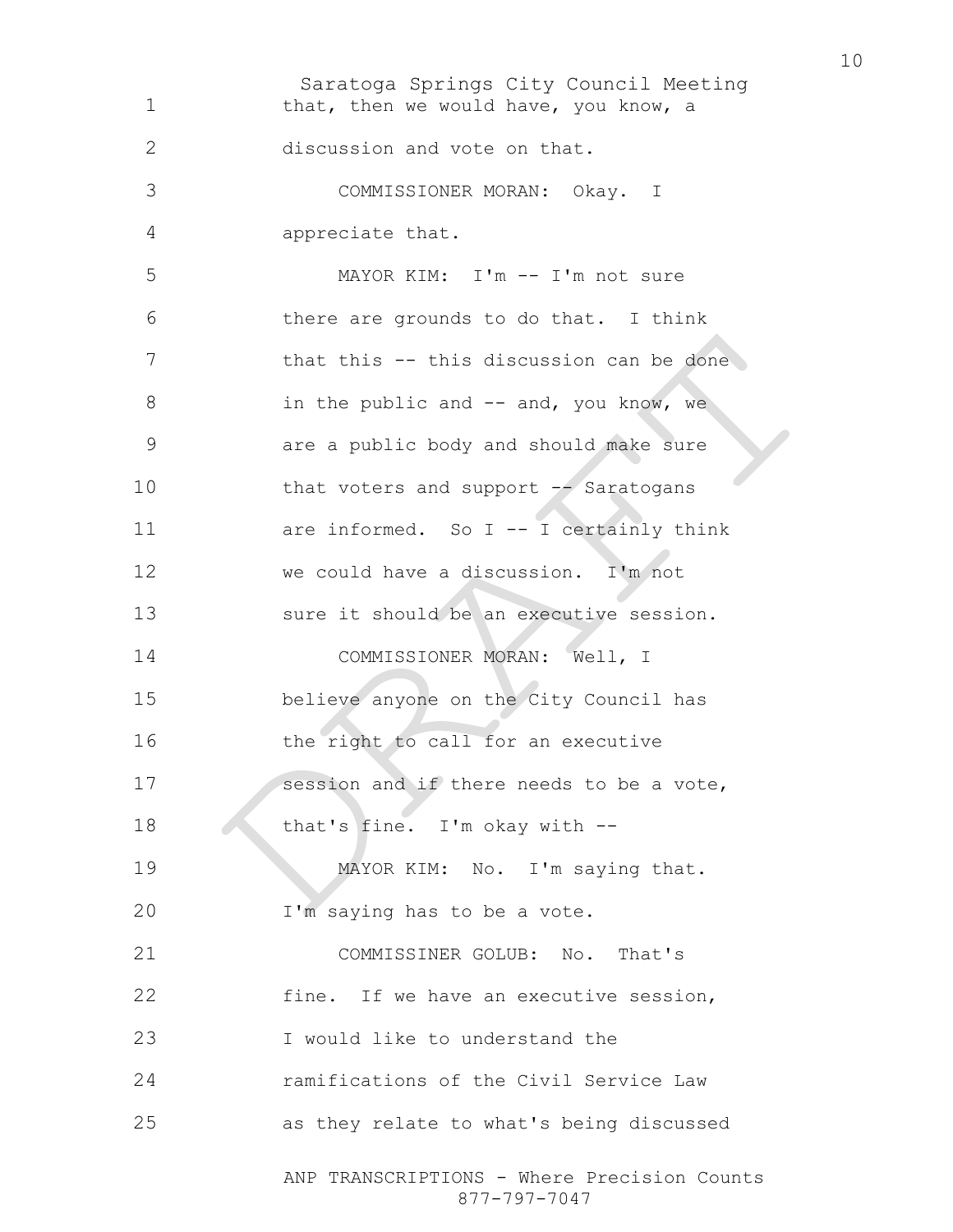that, then we would have, you know, a discussion and vote on that.

COMMISSIONER MORAN: Okay. I appreciate that.

MAYOR KIM: I'm -- I'm not sure there are grounds to do that. I think that this -- this discussion can be done in the public and -- and, you know, we are a public body and should make sure that voters and support -- Saratogans are informed. So I -- I certainly think we could have a discussion. I'm not sure it should be an executive session.

COMMISSIONER MORAN: Well, I believe anyone on the City Council has the right to call for an executive session and if there needs to be a vote, that's fine. I'm okay with --

MAYOR KIM: No. I'm saying that. I'm saying has to be a vote.

COMMISSINER GOLUB: No. That's fine. If we have an executive session, I would like to understand the ramifications of the Civil Service Law as they relate to what's being discussed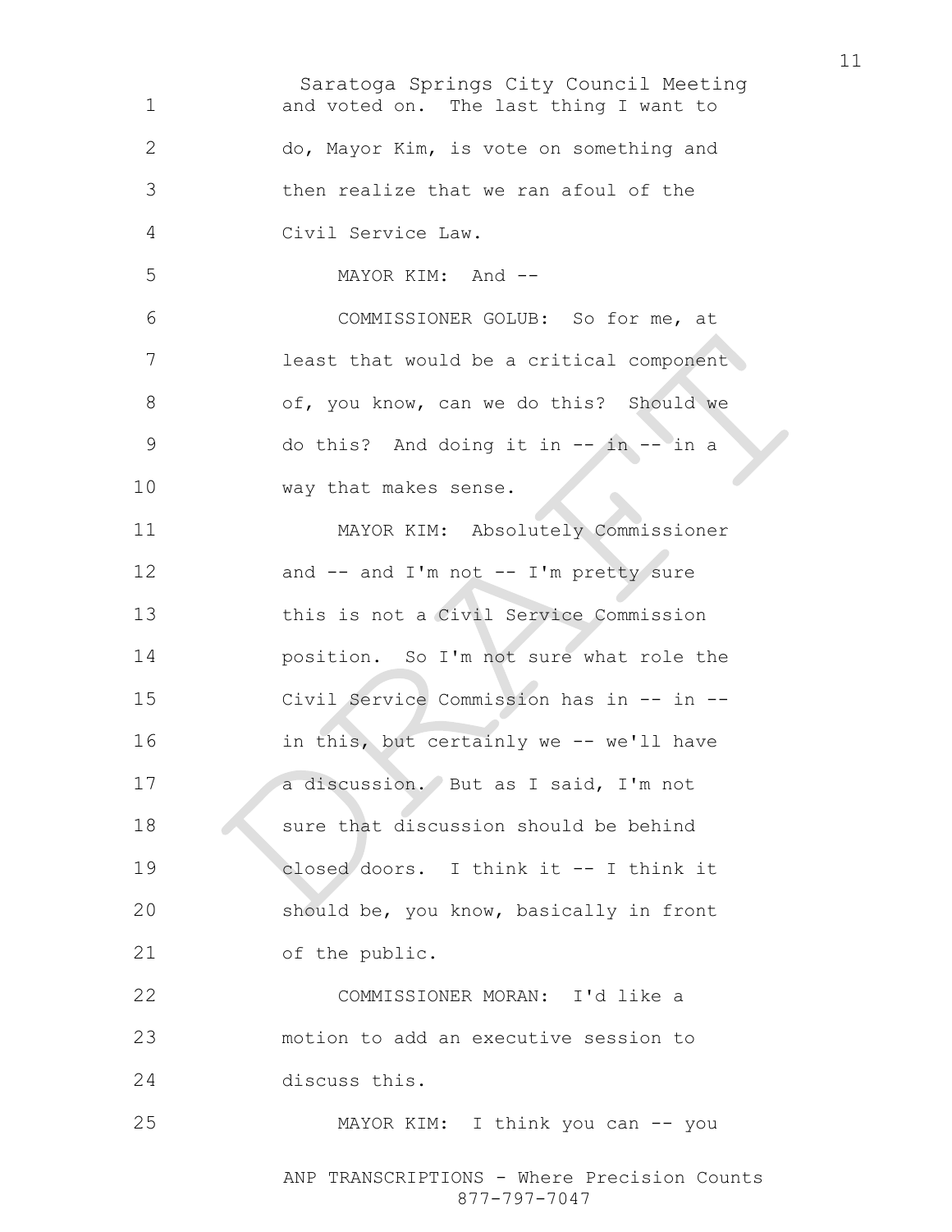and voted on. The last thing I want to do, Mayor Kim, is vote on something and then realize that we ran afoul of the Civil Service Law.

MAYOR KIM: And --

COMMISSIONER GOLUB: So for me, at least that would be a critical component of, you know, can we do this? Should we do this? And doing it in -- in -- in a way that makes sense.

MAYOR KIM: Absolutely Commissioner and -- and I'm not -- I'm pretty sure this is not a Civil Service Commission position. So I'm not sure what role the Civil Service Commission has in -- in -- in this, but certainly we -- we'll have a discussion. But as I said, I'm not sure that discussion should be behind closed doors. I think it -- I think it should be, you know, basically in front of the public.

COMMISSIONER MORAN: I'd like a motion to add an executive session to discuss this.

MAYOR KIM: I think you can -- you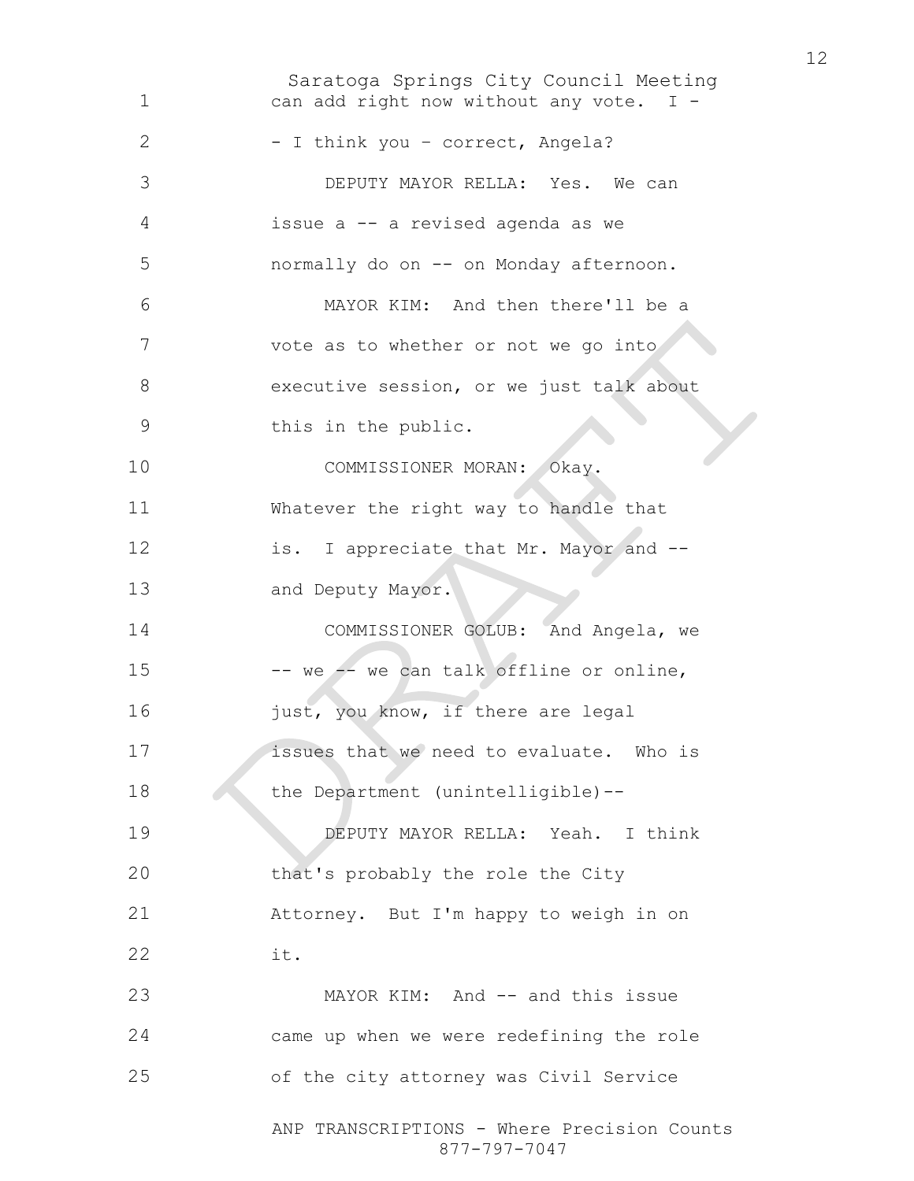can add right now without any vote. I - - I think you – correct, Angela?

DEPUTY MAYOR RELLA: Yes. We can issue a -- a revised agenda as we normally do on -- on Monday afternoon.

MAYOR KIM: And then there'll be a vote as to whether or not we go into executive session, or we just talk about this in the public.

COMMISSIONER MORAN: Okay. Whatever the right way to handle that is. I appreciate that Mr. Mayor and -- and Deputy Mayor.

COMMISSIONER GOLUB: And Angela, we -- we -- we can talk offline or online, just, you know, if there are legal issues that we need to evaluate. Who is the Department (unintelligible)--

DEPUTY MAYOR RELLA: Yeah. I think that's probably the role the City Attorney. But I'm happy to weigh in on it.

MAYOR KIM: And -- and this issue came up when we were redefining the role of the city attorney was Civil Service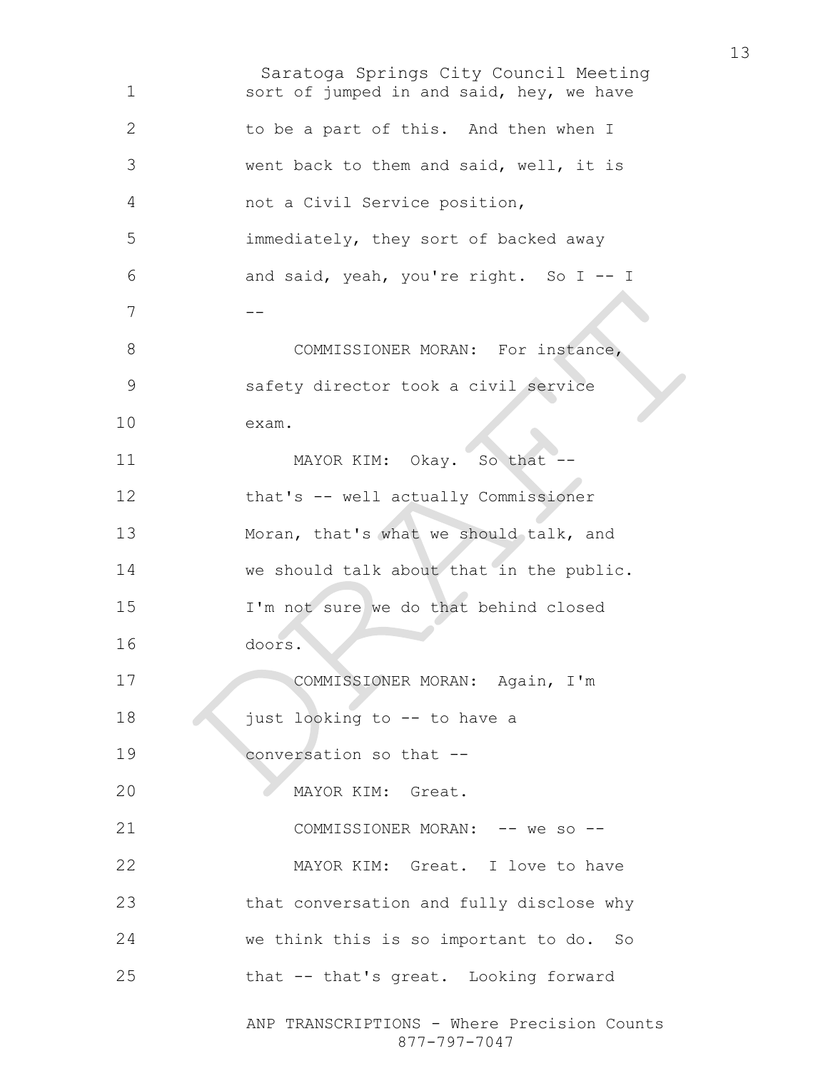sort of jumped in and said, hey, we have to be a part of this. And then when I went back to them and said, well, it is not a Civil Service position, immediately, they sort of backed away and said, yeah, you're right. So I -- I --

COMMISSIONER MORAN: For instance, safety director took a civil service exam.

MAYOR KIM: Okay. So that -- that's -- well actually Commissioner Moran, that's what we should talk, and we should talk about that in the public. I'm not sure we do that behind closed doors.

COMMISSIONER MORAN: Again, I'm just looking to -- to have a conversation so that --

MAYOR KIM: Great.

COMMISSIONER MORAN: -- we so --

MAYOR KIM: Great. I love to have that conversation and fully disclose why we think this is so important to do. So that -- that's great. Looking forward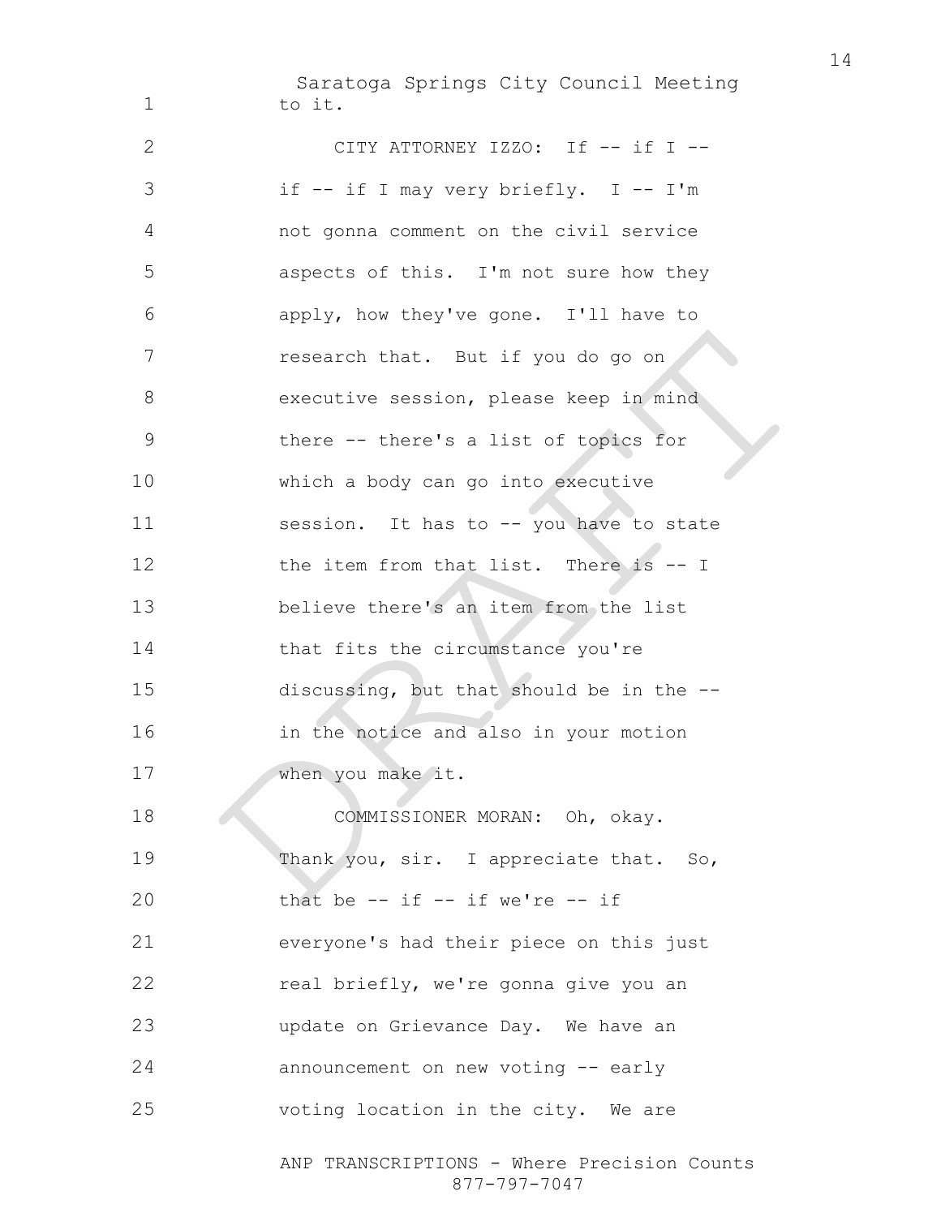to it.

CITY ATTORNEY IZZO: If -- if I -- if -- if I may very briefly. I -- I'm not gonna comment on the civil service aspects of this. I'm not sure how they apply, how they've gone. I'll have to research that. But if you do go on executive session, please keep in mind there -- there's a list of topics for which a body can go into executive session. It has to -- you have to state the item from that list. There is -- I believe there's an item from the list that fits the circumstance you're discussing, but that should be in the -- in the notice and also in your motion when you make it.

COMMISSIONER MORAN: Oh, okay. Thank you, sir. I appreciate that. So, that be -- if -- if we're -- if everyone's had their piece on this just real briefly, we're gonna give you an update on Grievance Day. We have an announcement on new voting -- early voting location in the city. We are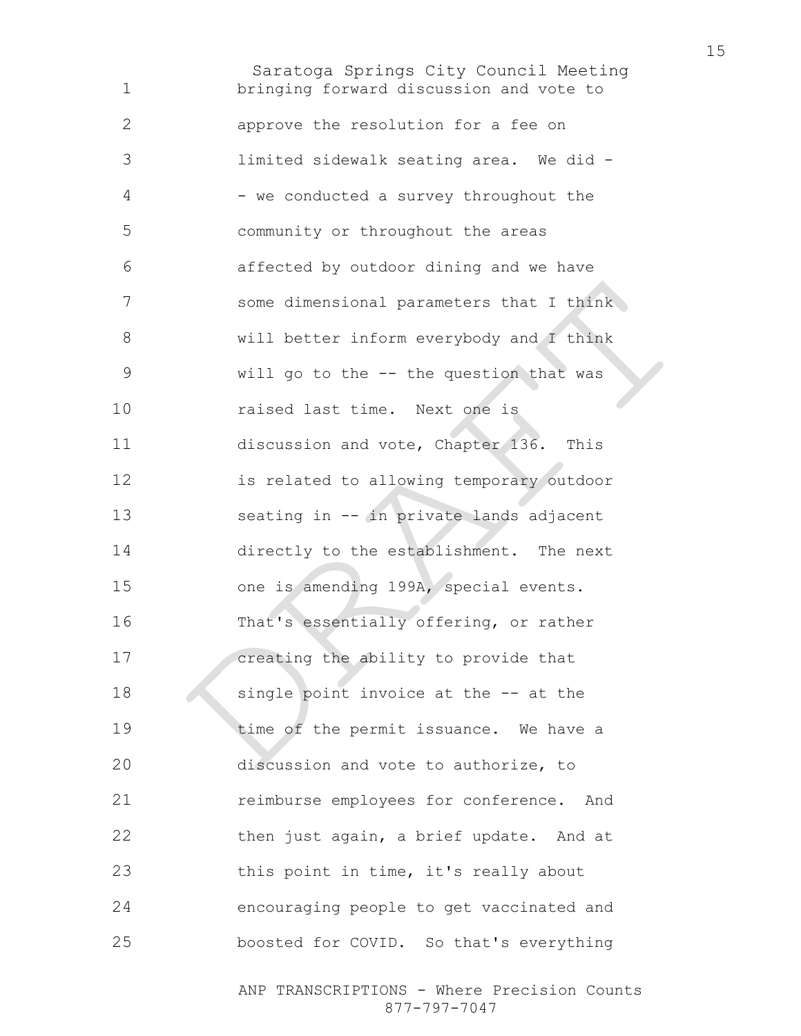bringing forward discussion and vote to approve the resolution for a fee on limited sidewalk seating area. We did - - we conducted a survey throughout the community or throughout the areas affected by outdoor dining and we have some dimensional parameters that I think will better inform everybody and I think will go to the -- the question that was raised last time. Next one is discussion and vote, Chapter 136. This is related to allowing temporary outdoor seating in -- in private lands adjacent directly to the establishment. The next one is amending 199A, special events. That's essentially offering, or rather creating the ability to provide that single point invoice at the -- at the time of the permit issuance. We have a discussion and vote to authorize, to reimburse employees for conference. And then just again, a brief update. And at this point in time, it's really about encouraging people to get vaccinated and boosted for COVID. So that's everything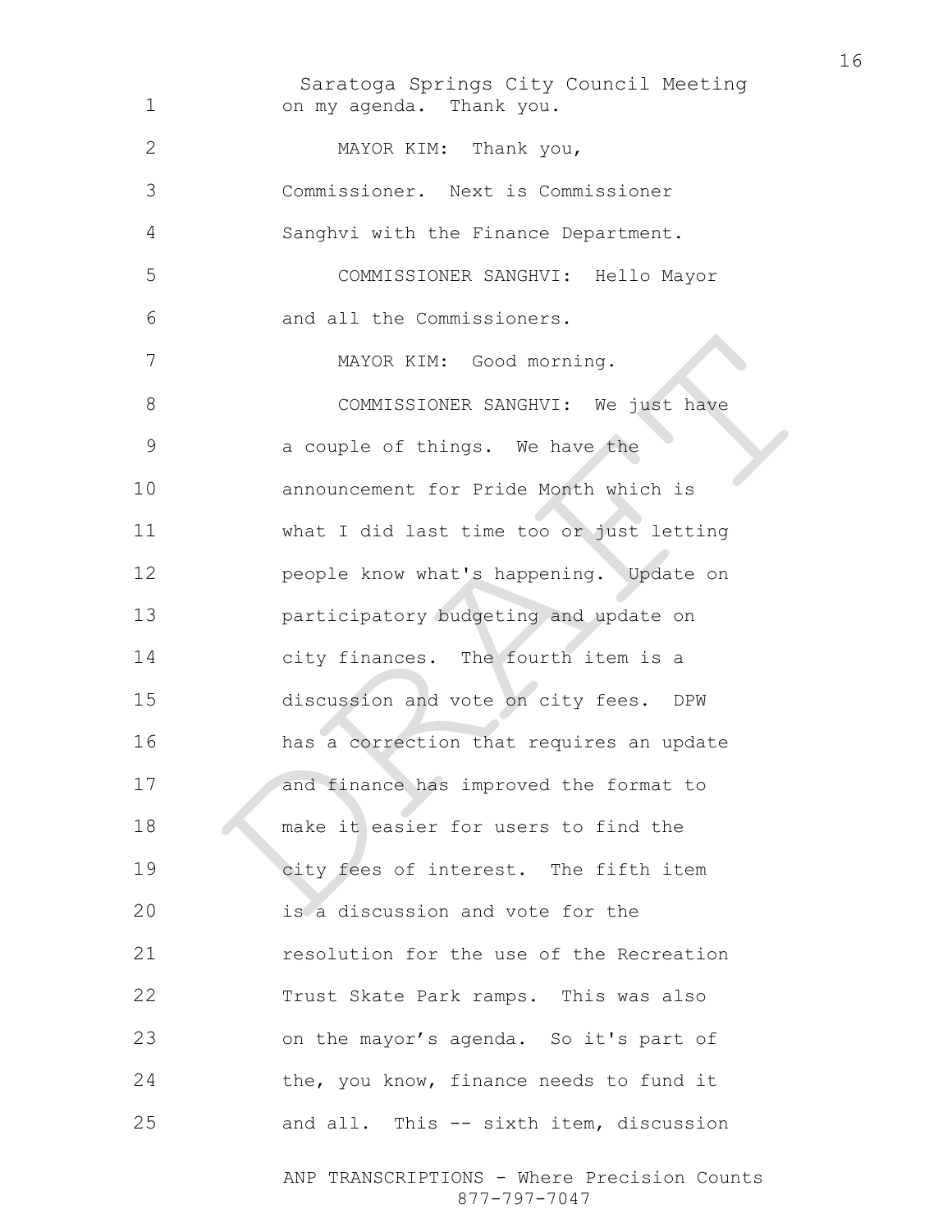on my agenda. Thank you.

MAYOR KIM: Thank you, Commissioner. Next is Commissioner Sanghvi with the Finance Department.

COMMISSIONER SANGHVI: Hello Mayor and all the Commissioners.

MAYOR KIM: Good morning.

COMMISSIONER SANGHVI: We just have a couple of things. We have the announcement for Pride Month which is what I did last time too or just letting people know what's happening. Update on participatory budgeting and update on city finances. The fourth item is a discussion and vote on city fees. DPW has a correction that requires an update and finance has improved the format to make it easier for users to find the city fees of interest. The fifth item is a discussion and vote for the resolution for the use of the Recreation Trust Skate Park ramps. This was also on the mayor’s agenda. So it's part of the, you know, finance needs to fund it and all. This -- sixth item, discussion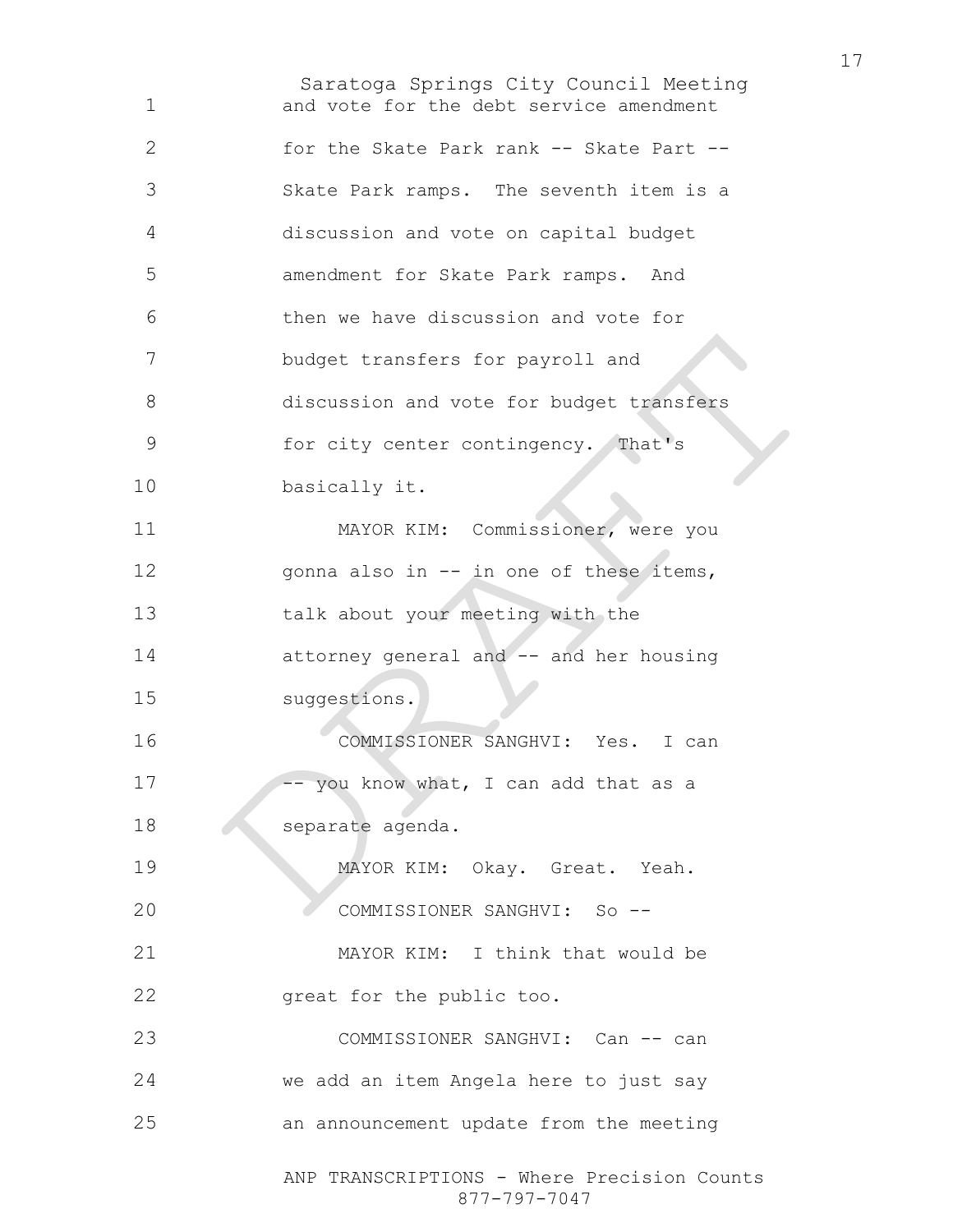and vote for the debt service amendment for the Skate Park rank -- Skate Part -- Skate Park ramps. The seventh item is a discussion and vote on capital budget amendment for Skate Park ramps. And then we have discussion and vote for budget transfers for payroll and discussion and vote for budget transfers for city center contingency. That's basically it.

MAYOR KIM: Commissioner, were you gonna also in -- in one of these items, talk about your meeting with the attorney general and -- and her housing suggestions.

COMMISSIONER SANGHVI: Yes. I can -- you know what, I can add that as a separate agenda.

MAYOR KIM: Okay. Great. Yeah.

COMMISSIONER SANGHVI: So --

MAYOR KIM: I think that would be great for the public too.

COMMISSIONER SANGHVI: Can -- can we add an item Angela here to just say an announcement update from the meeting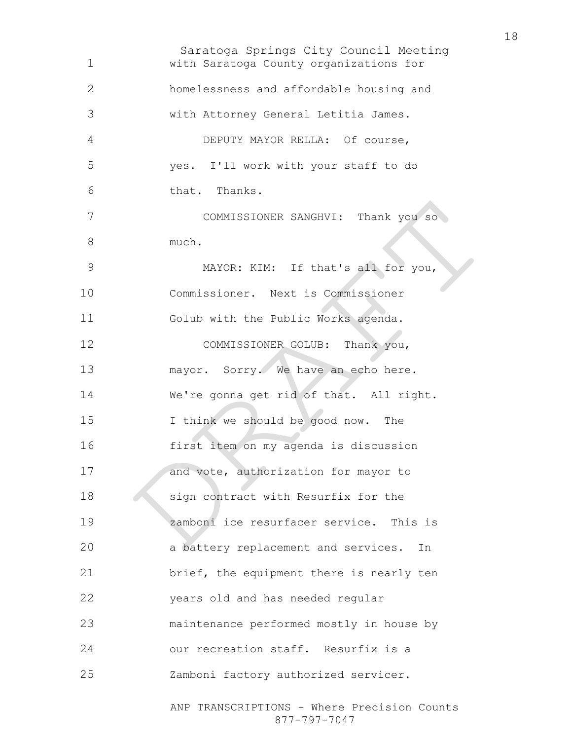with Saratoga County organizations for homelessness and affordable housing and with Attorney General Letitia James.

DEPUTY MAYOR RELLA: Of course, yes. I'll work with your staff to do that. Thanks.

COMMISSIONER SANGHVI: Thank you so much.

MAYOR: KIM: If that's all for you, Commissioner. Next is Commissioner Golub with the Public Works agenda.

COMMISSIONER GOLUB: Thank you, mayor. Sorry. We have an echo here. We're gonna get rid of that. All right. I think we should be good now. The first item on my agenda is discussion and vote, authorization for mayor to sign contract with Resurfix for the zamboni ice resurfacer service. This is a battery replacement and services. In brief, the equipment there is nearly ten years old and has needed regular maintenance performed mostly in house by our recreation staff. Resurfix is a Zamboni factory authorized servicer.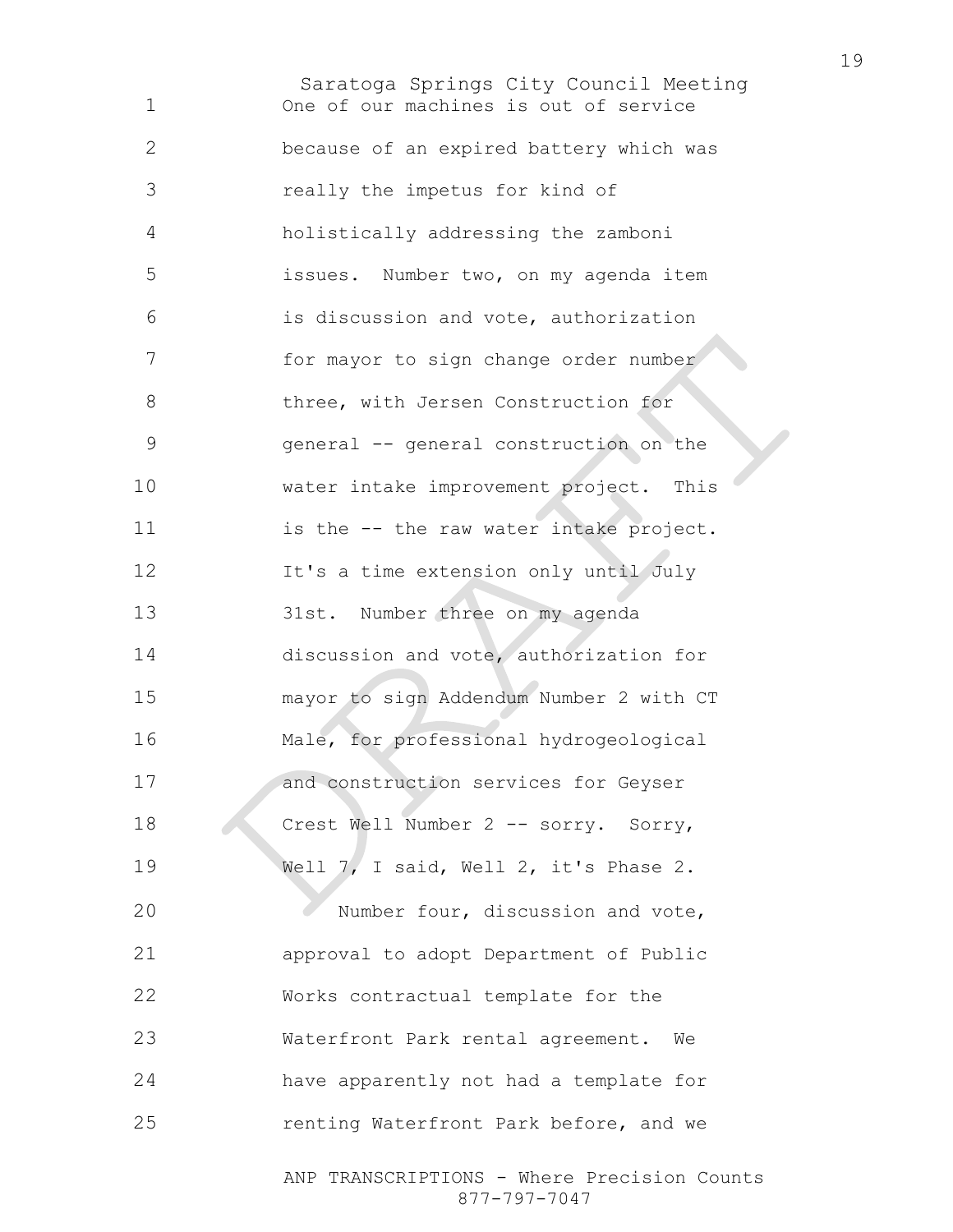One of our machines is out of service because of an expired battery which was really the impetus for kind of holistically addressing the zamboni issues. Number two, on my agenda item is discussion and vote, authorization for mayor to sign change order number three, with Jersen Construction for general -- general construction on the water intake improvement project. This is the -- the raw water intake project. It's a time extension only until July 31st. Number three on my agenda discussion and vote, authorization for mayor to sign Addendum Number 2 with CT Male, for professional hydrogeological and construction services for Geyser Crest Well Number 2 -- sorry. Sorry, Well 7, I said, Well 2, it's Phase 2.

Number four, discussion and vote, approval to adopt Department of Public Works contractual template for the Waterfront Park rental agreement. We have apparently not had a template for renting Waterfront Park before, and we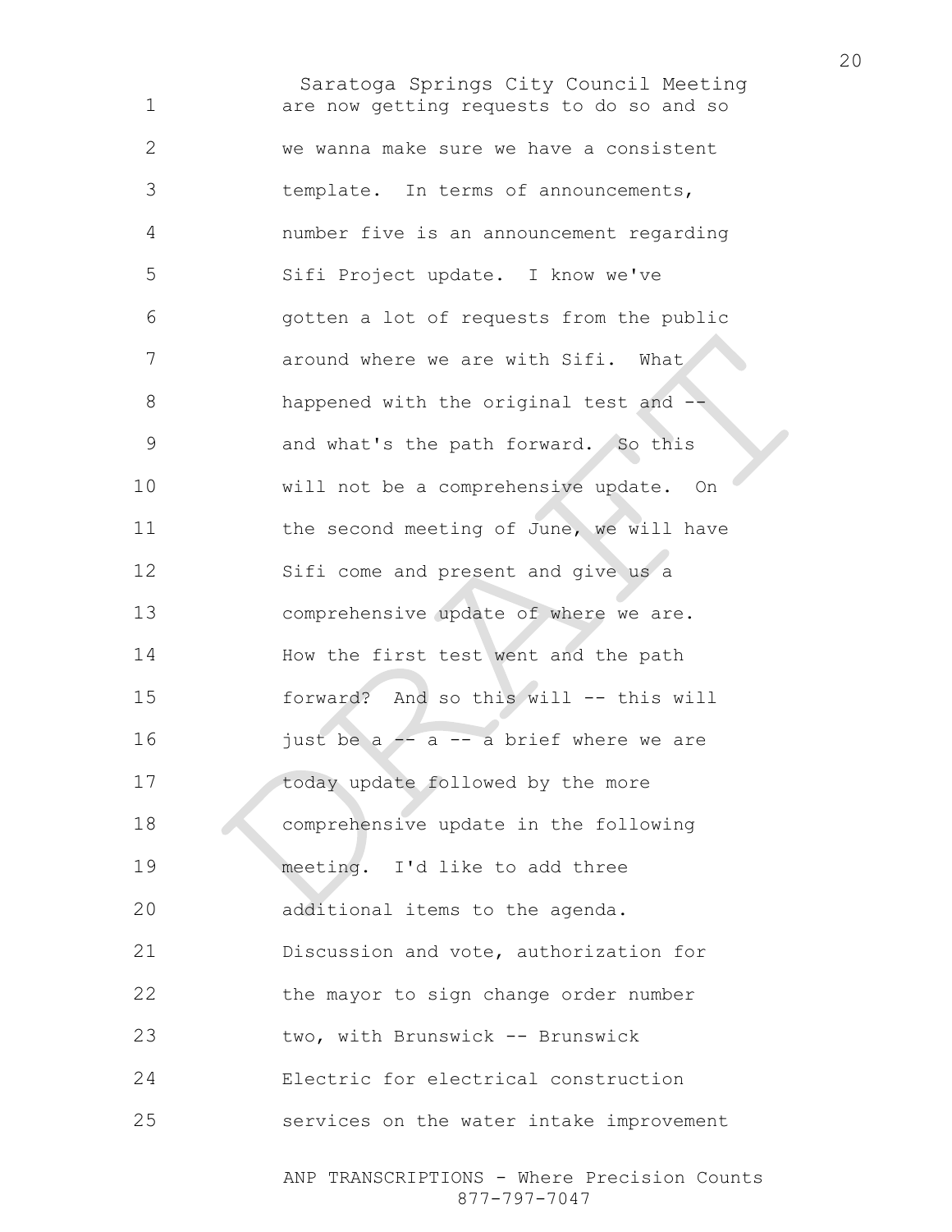are now getting requests to do so and so we wanna make sure we have a consistent template. In terms of announcements, number five is an announcement regarding Sifi Project update. I know we've gotten a lot of requests from the public around where we are with Sifi. What happened with the original test and -- and what's the path forward. So this will not be a comprehensive update. On the second meeting of June, we will have Sifi come and present and give us a comprehensive update of where we are. How the first test went and the path forward? And so this will -- this will just be a -- a -- a brief where we are today update followed by the more comprehensive update in the following meeting. I'd like to add three additional items to the agenda. Discussion and vote, authorization for the mayor to sign change order number two, with Brunswick -- Brunswick Electric for electrical construction services on the water intake improvement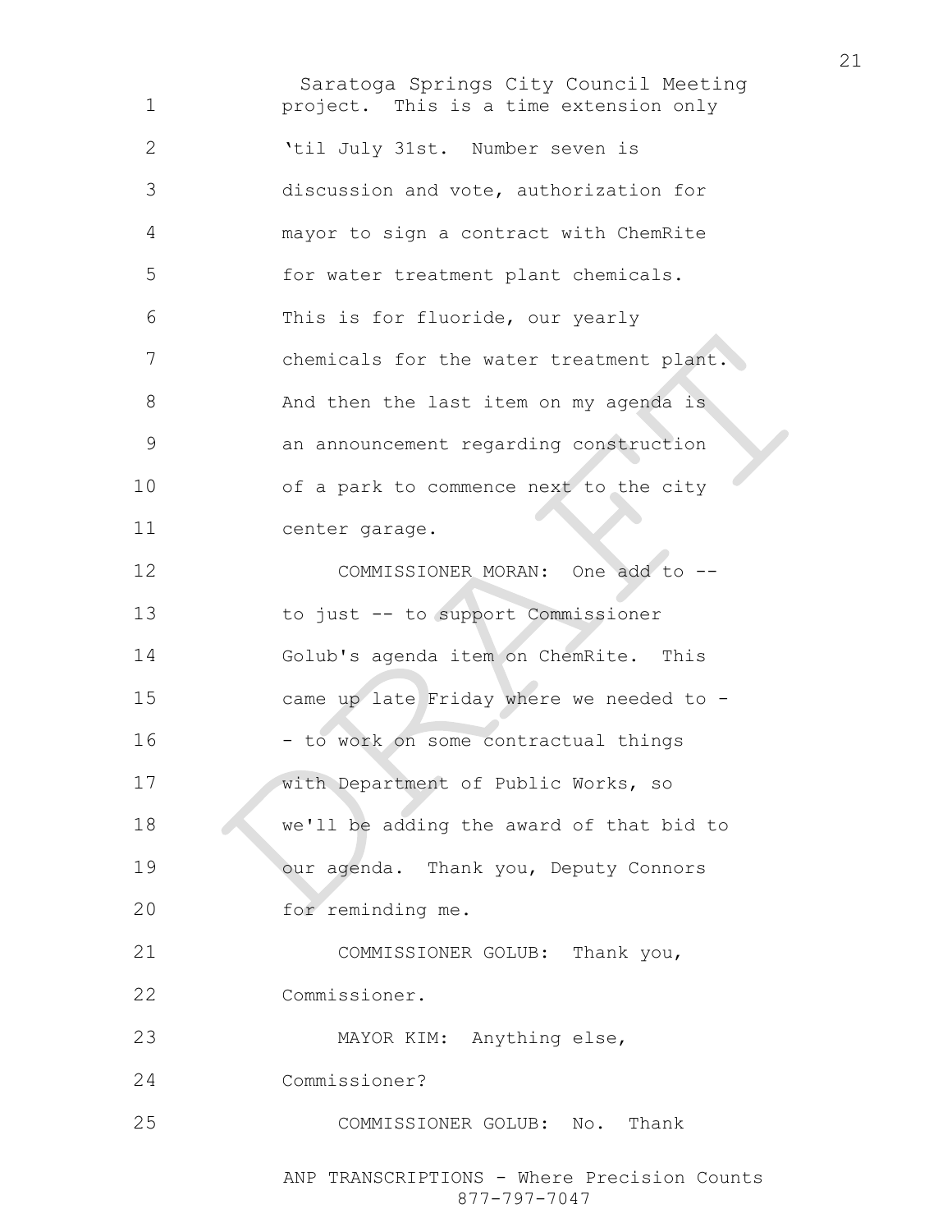project. This is a time extension only 'til July 31st. Number seven is discussion and vote, authorization for mayor to sign a contract with ChemRite for water treatment plant chemicals. This is for fluoride, our yearly chemicals for the water treatment plant. And then the last item on my agenda is an announcement regarding construction of a park to commence next to the city center garage.

COMMISSIONER MORAN: One add to -- to just -- to support Commissioner Golub's agenda item on ChemRite. This came up late Friday where we needed to -- to work on some contractual things with Department of Public Works, so we'll be adding the award of that bid to our agenda. Thank you, Deputy Connors for reminding me.

COMMISSIONER GOLUB: Thank you, Commissioner.

MAYOR KIM: Anything else, Commissioner?

COMMISSIONER GOLUB: No. Thank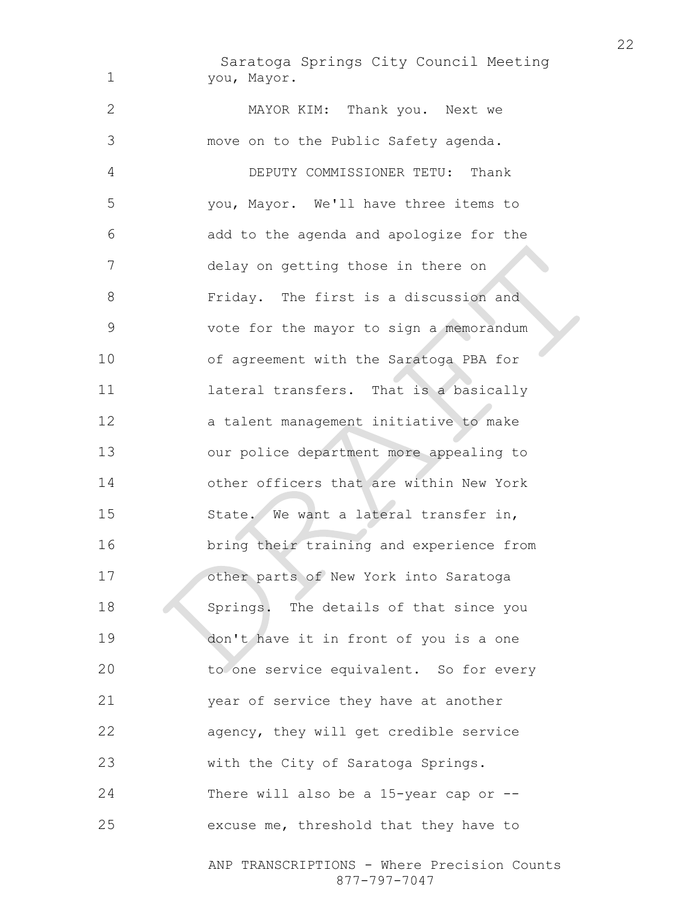you, Mayor.

MAYOR KIM: Thank you. Next we move on to the Public Safety agenda.

DEPUTY COMMISSIONER TETU: Thank you, Mayor. We'll have three items to add to the agenda and apologize for the delay on getting those in there on Friday. The first is a discussion and vote for the mayor to sign a memorandum of agreement with the Saratoga PBA for lateral transfers. That is a basically a talent management initiative to make our police department more appealing to other officers that are within New York State. We want a lateral transfer in, bring their training and experience from other parts of New York into Saratoga Springs. The details of that since you don't have it in front of you is a one to one service equivalent. So for every year of service they have at another agency, they will get credible service with the City of Saratoga Springs. There will also be a 15-year cap or -- excuse me, threshold that they have to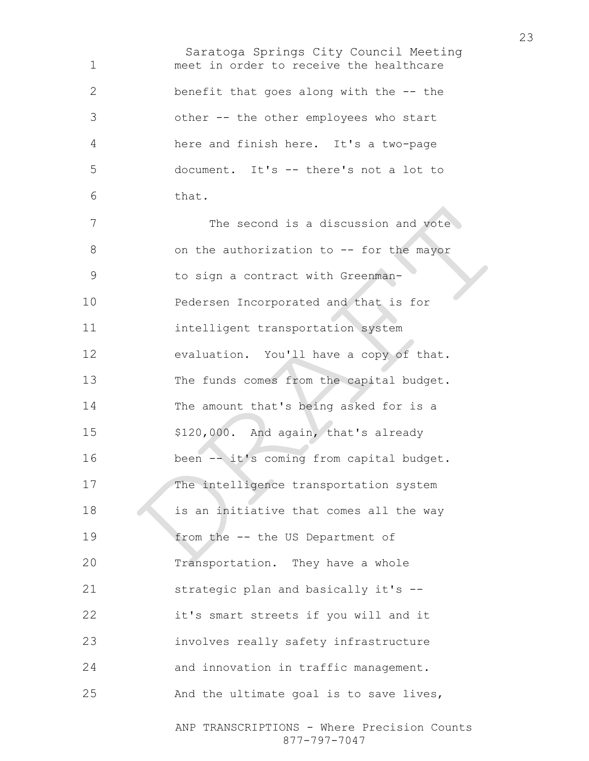meet in order to receive the healthcare benefit that goes along with the -- the other -- the other employees who start here and finish here. It's a two-page document. It's -- there's not a lot to that.

The second is a discussion and vote on the authorization to -- for the mayor to sign a contract with Greenman-Pedersen Incorporated and that is for intelligent transportation system evaluation. You'll have a copy of that. The funds comes from the capital budget. The amount that's being asked for is a $120,000. And again, that's already been -- it's coming from capital budget. The intelligence transportation system is an initiative that comes all the way from the -- the US Department of Transportation. They have a whole strategic plan and basically it's -- it's smart streets if you will and it involves really safety infrastructure and innovation in traffic management. And the ultimate goal is to save lives,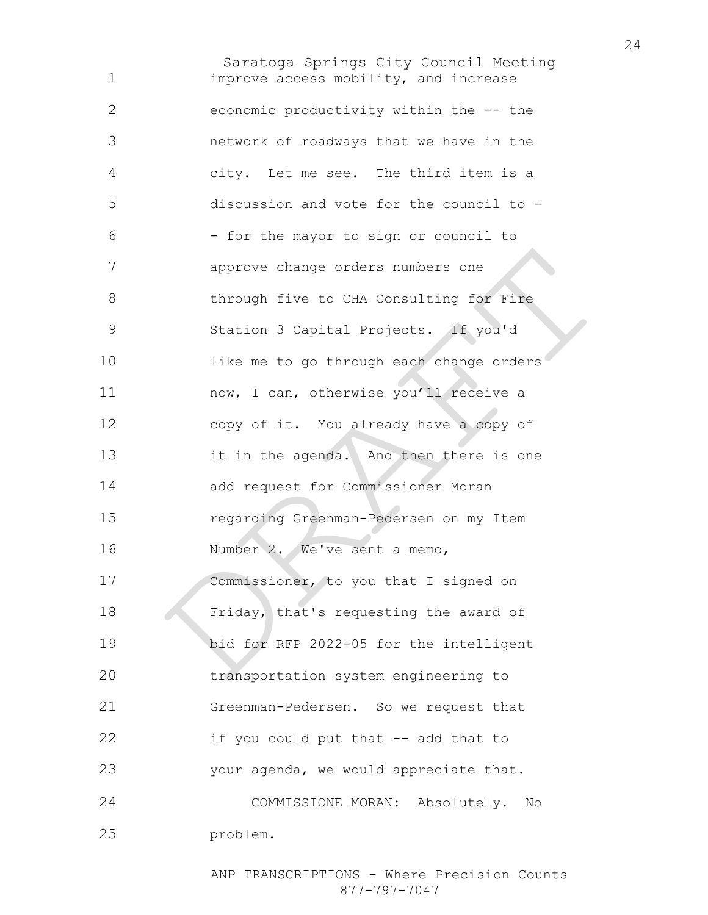improve access mobility, and increase economic productivity within the -- the network of roadways that we have in the city. Let me see. The third item is a discussion and vote for the council to - - for the mayor to sign or council to approve change orders numbers one through five to CHA Consulting for Fire Station 3 Capital Projects. If you'd like me to go through each change orders now, I can, otherwise you'll receive a copy of it. You already have a copy of it in the agenda. And then there is one add request for Commissioner Moran regarding Greenman-Pedersen on my Item Number 2. We've sent a memo, Commissioner, to you that I signed on Friday, that's requesting the award of bid for RFP 2022-05 for the intelligent transportation system engineering to Greenman-Pedersen. So we request that if you could put that -- add that to your agenda, we would appreciate that.

COMMISSIONE MORAN: Absolutely. No problem.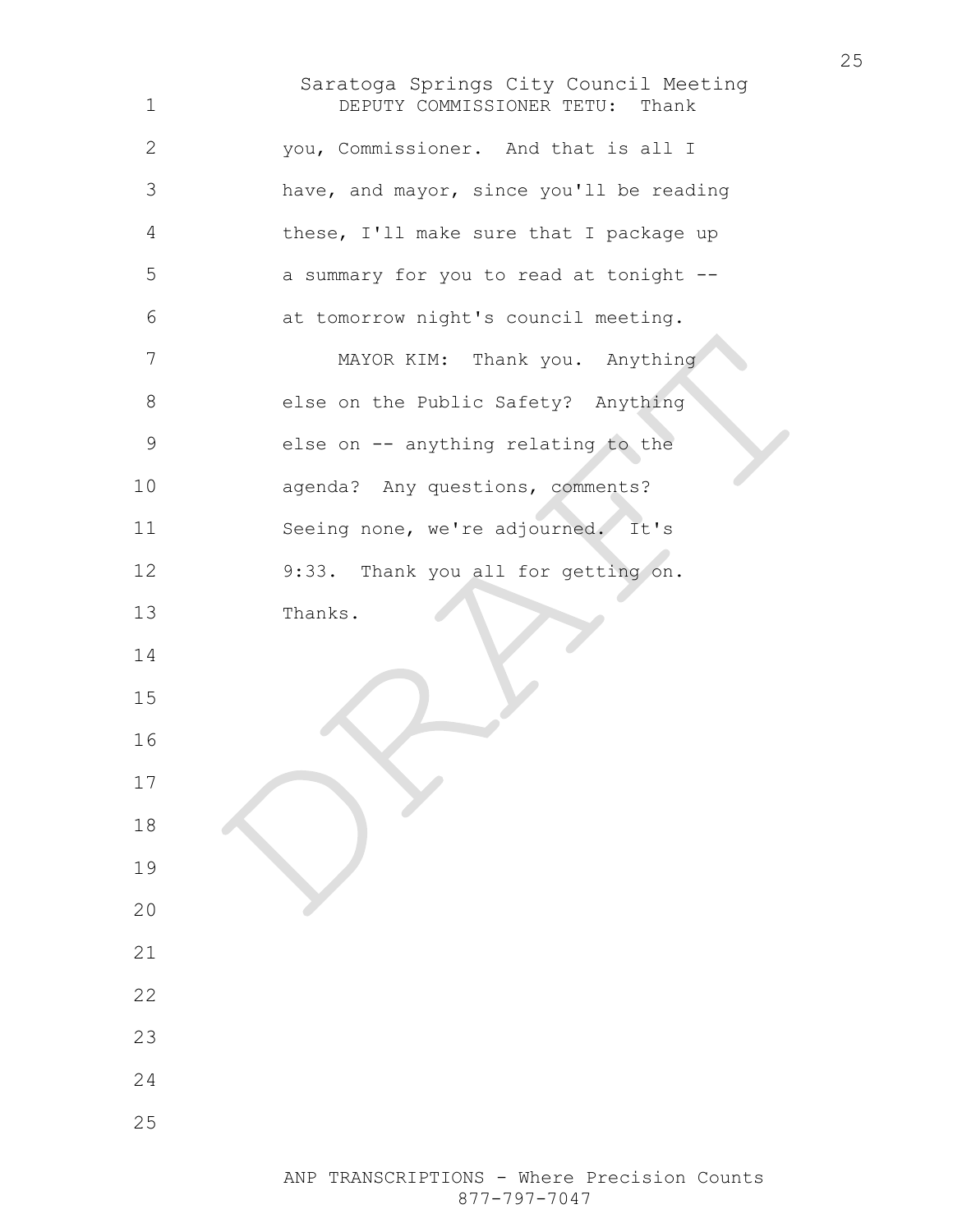DEPUTY COMMISSIONER TETU: Thank you, Commissioner. And that is all I have, and mayor, since you'll be reading these, I'll make sure that I package up a summary for you to read at tonight -- at tomorrow night's council meeting.

MAYOR KIM: Thank you. Anything else on the Public Safety? Anything else on -- anything relating to the agenda? Any questions, comments? Seeing none, we're adjourned. It's 9:33. Thank you all for getting on. Thanks.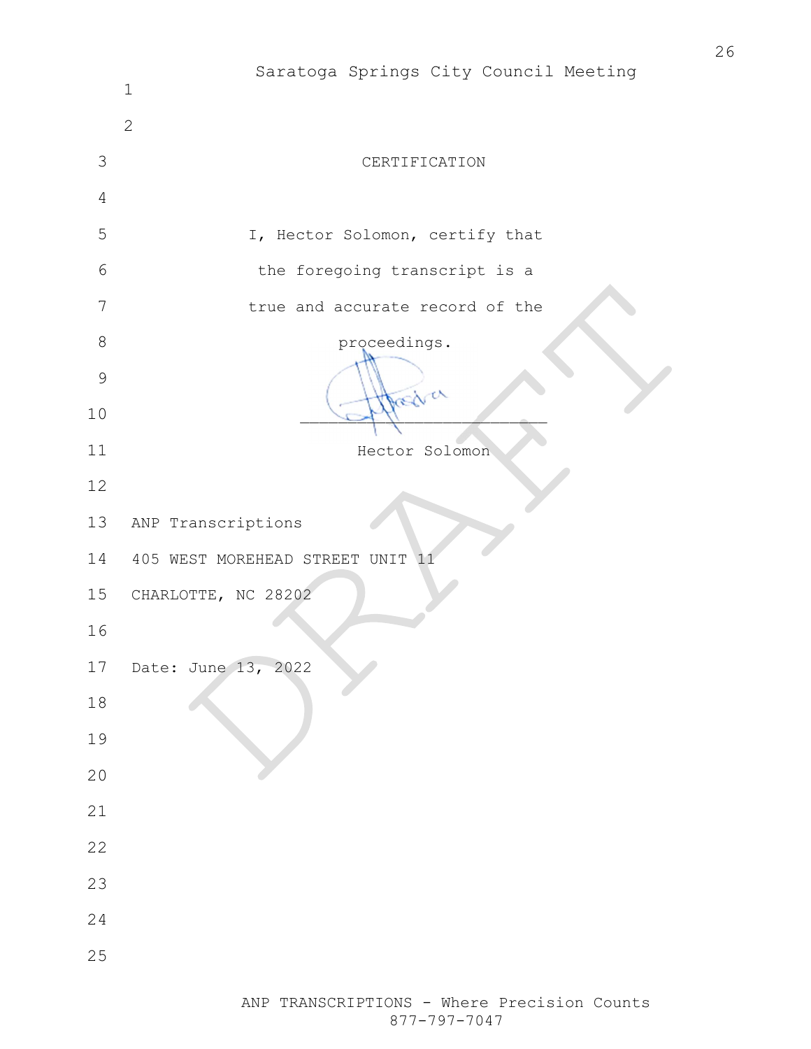# CERTIFICATION

I, Hector Solomon, certify that the foregoing transcript is a true and accurate record of the proceedings.

_________________________

Hector Solomon

ANP Transcriptions
405 WEST MOREHEAD STREET UNIT 11
CHARLOTTE, NC 28202

Date: June 13, 2022

DRAFT